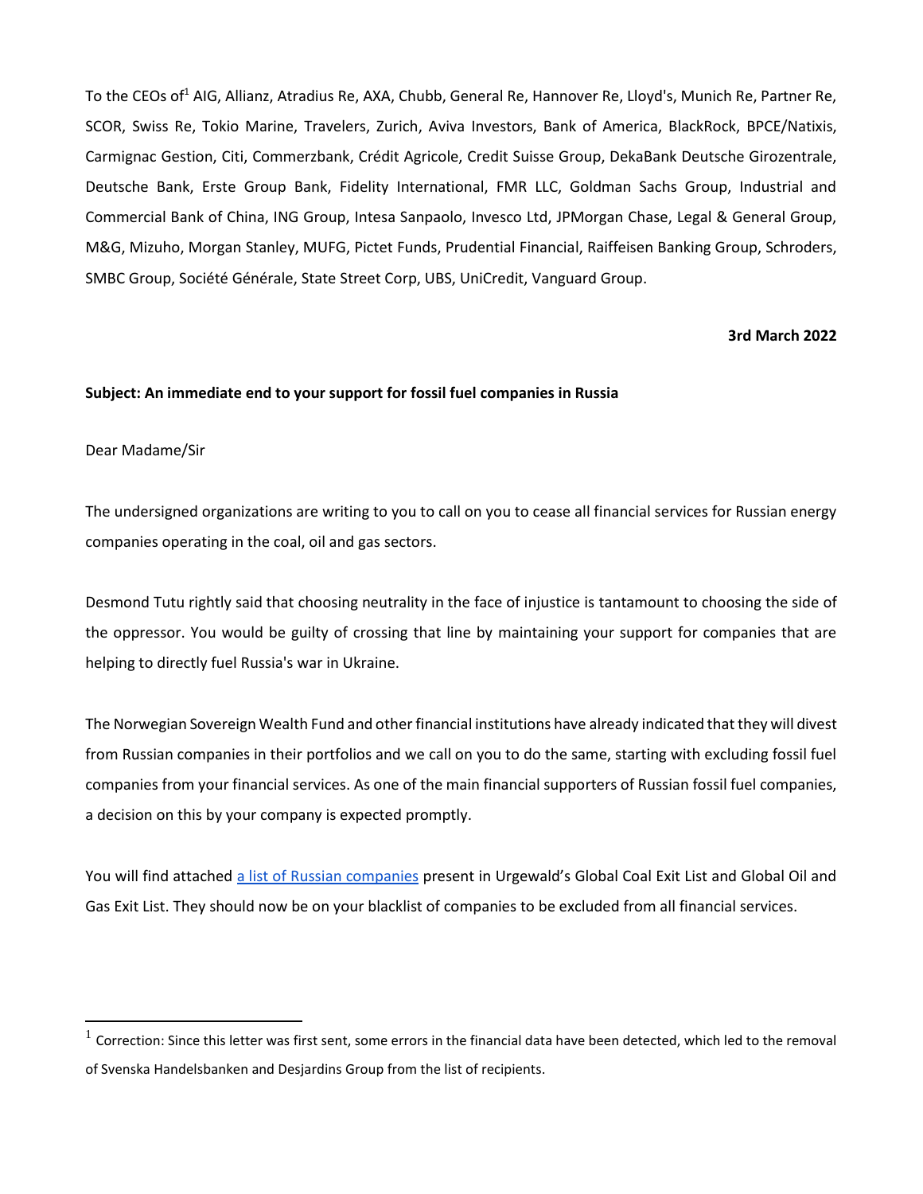To the CEOs of[1] AIG, Allianz, Atradius Re, AXA, Chubb, General Re, Hannover Re, Lloyd's, Munich Re, Partner Re, SCOR, Swiss Re, Tokio Marine, Travelers, Zurich, Aviva Investors, Bank of America, BlackRock, BPCE/Natixis, Carmignac Gestion, Citi, Commerzbank, Crédit Agricole, Credit Suisse Group, DekaBank Deutsche Girozentrale, Deutsche Bank, Erste Group Bank, Fidelity International, FMR LLC, Goldman Sachs Group, Industrial and Commercial Bank of China, ING Group, Intesa Sanpaolo, Invesco Ltd, JPMorgan Chase, Legal & General Group, M&G, Mizuho, Morgan Stanley, MUFG, Pictet Funds, Prudential Financial, Raiffeisen Banking Group, Schroders, SMBC Group, Société Générale, State Street Corp, UBS, UniCredit, Vanguard Group.

**3rd March 2022**

**Subject: An immediate end to your support for fossil fuel companies in Russia**

Dear Madame/Sir

The undersigned organizations are writing to you to call on you to cease all financial services for Russian energy companies operating in the coal, oil and gas sectors.

Desmond Tutu rightly said that choosing neutrality in the face of injustice is tantamount to choosing the side of the oppressor. You would be guilty of crossing that line by maintaining your support for companies that are helping to directly fuel Russia's war in Ukraine.

The Norwegian Sovereign Wealth Fund and other financial institutions have already indicated that they will divest from Russian companies in their portfolios and we call on you to do the same, starting with excluding fossil fuel companies from your financial services. As one of the main financial supporters of Russian fossil fuel companies, a decision on this by your company is expected promptly.

You will find attached a list of Russian companies present in Urgewald's Global Coal Exit List and Global Oil and Gas Exit List. They should now be on your blacklist of companies to be excluded from all financial services.

---

[1] Correction: Since this letter was first sent, some errors in the financial data have been detected, which led to the removal of Svenska Handelsbanken and Desjardins Group from the list of recipients.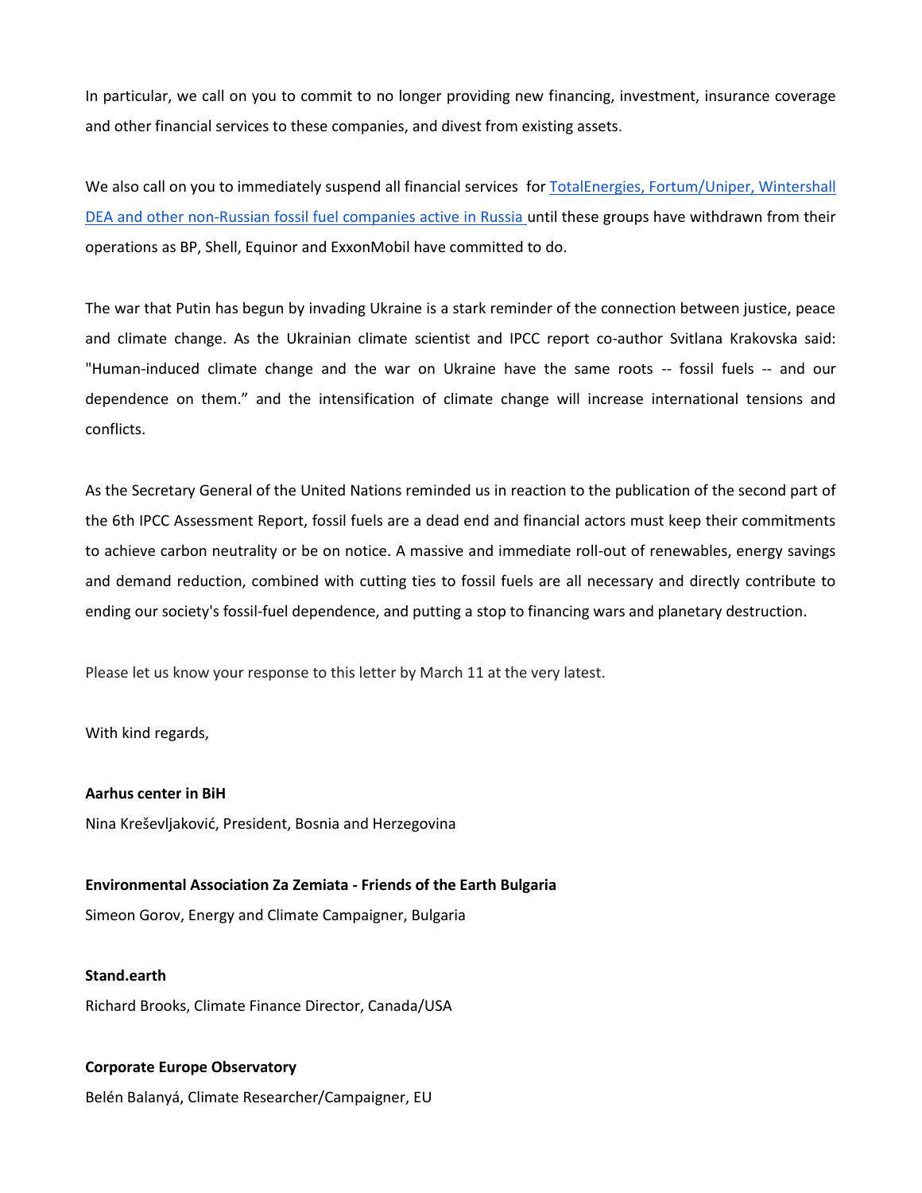In particular, we call on you to commit to no longer providing new financing, investment, insurance coverage and other financial services to these companies, and divest from existing assets.

We also call on you to immediately suspend all financial services for TotalEnergies, Fortum/Uniper, Wintershall DEA and other non-Russian fossil fuel companies active in Russia until these groups have withdrawn from their operations as BP, Shell, Equinor and ExxonMobil have committed to do.

The war that Putin has begun by invading Ukraine is a stark reminder of the connection between justice, peace and climate change. As the Ukrainian climate scientist and IPCC report co-author Svitlana Krakovska said: "Human-induced climate change and the war on Ukraine have the same roots -- fossil fuels -- and our dependence on them." and the intensification of climate change will increase international tensions and conflicts.

As the Secretary General of the United Nations reminded us in reaction to the publication of the second part of the 6th IPCC Assessment Report, fossil fuels are a dead end and financial actors must keep their commitments to achieve carbon neutrality or be on notice. A massive and immediate roll-out of renewables, energy savings and demand reduction, combined with cutting ties to fossil fuels are all necessary and directly contribute to ending our society's fossil-fuel dependence, and putting a stop to financing wars and planetary destruction.

Please let us know your response to this letter by March 11 at the very latest.

With kind regards,

**Aarhus center in BiH**
Nina Kreševljaković, President, Bosnia and Herzegovina

**Environmental Association Za Zemiata - Friends of the Earth Bulgaria**
Simeon Gorov, Energy and Climate Campaigner, Bulgaria

**Stand.earth**
Richard Brooks, Climate Finance Director, Canada/USA

**Corporate Europe Observatory**
Belén Balanyá, Climate Researcher/Campaigner, EU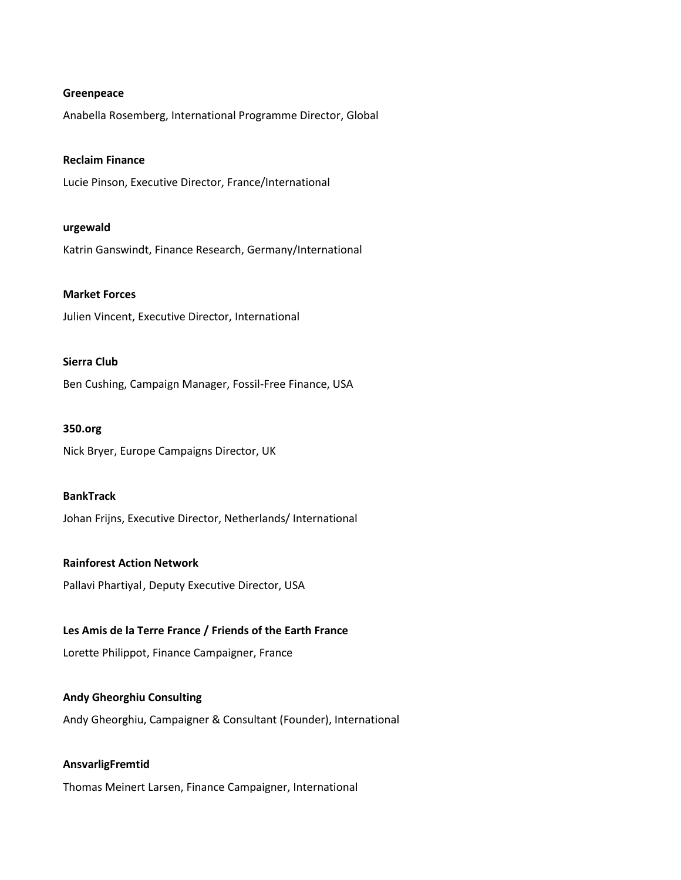**Greenpeace**

Anabella Rosemberg, International Programme Director, Global

**Reclaim Finance**

Lucie Pinson, Executive Director, France/International

**urgewald**

Katrin Ganswindt, Finance Research, Germany/International

**Market Forces**

Julien Vincent, Executive Director, International

**Sierra Club**

Ben Cushing, Campaign Manager, Fossil-Free Finance, USA

**350.org**

Nick Bryer, Europe Campaigns Director, UK

**BankTrack**

Johan Frijns, Executive Director, Netherlands/ International

**Rainforest Action Network**

Pallavi Phartiyal, Deputy Executive Director, USA

**Les Amis de la Terre France / Friends of the Earth France**

Lorette Philippot, Finance Campaigner, France

**Andy Gheorghiu Consulting**

Andy Gheorghiu, Campaigner & Consultant (Founder), International

**AnsvarligFremtid**

Thomas Meinert Larsen, Finance Campaigner, International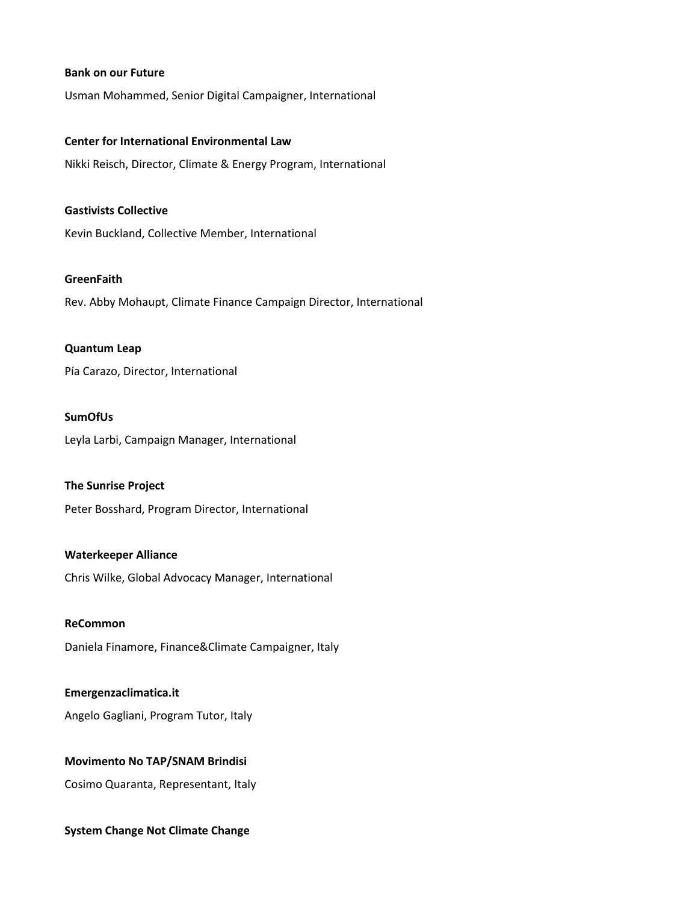**Bank on our Future**

Usman Mohammed, Senior Digital Campaigner, International

**Center for International Environmental Law**

Nikki Reisch, Director, Climate & Energy Program, International

**Gastivists Collective**

Kevin Buckland, Collective Member, International

**GreenFaith**

Rev. Abby Mohaupt, Climate Finance Campaign Director, International

**Quantum Leap**

Pía Carazo, Director, International

**SumOfUs**

Leyla Larbi, Campaign Manager, International

**The Sunrise Project**

Peter Bosshard, Program Director, International

**Waterkeeper Alliance**

Chris Wilke, Global Advocacy Manager, International

**ReCommon**

Daniela Finamore, Finance&Climate Campaigner, Italy

**Emergenzaclimatica.it**

Angelo Gagliani, Program Tutor, Italy

**Movimento No TAP/SNAM Brindisi**

Cosimo Quaranta, Representant, Italy

**System Change Not Climate Change**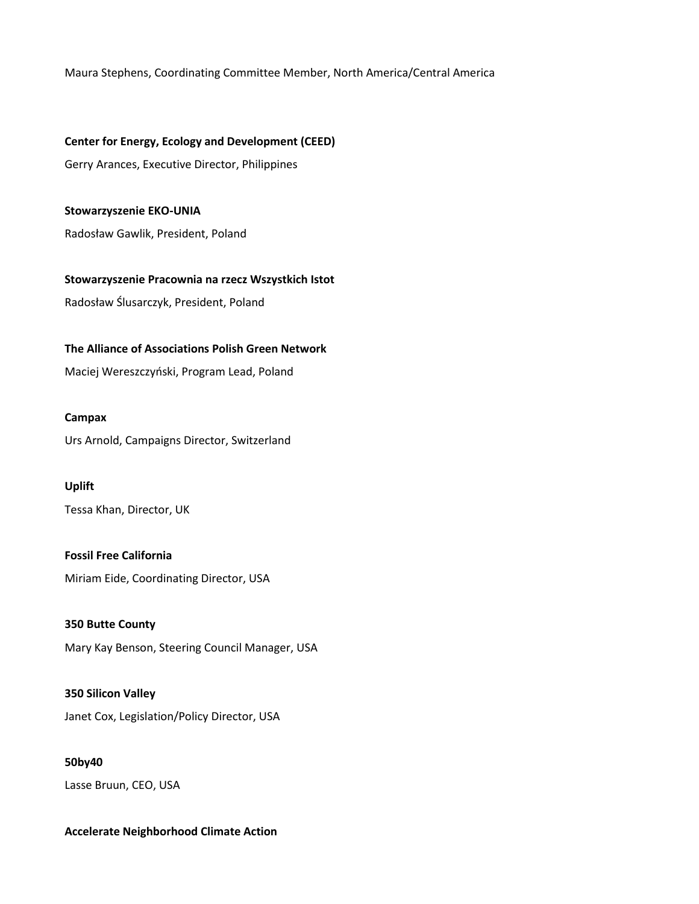Maura Stephens, Coordinating Committee Member, North America/Central America

**Center for Energy, Ecology and Development (CEED)**

Gerry Arances, Executive Director, Philippines

**Stowarzyszenie EKO-UNIA**

Radosław Gawlik, President, Poland

**Stowarzyszenie Pracownia na rzecz Wszystkich Istot**

Radosław Ślusarczyk, President, Poland

**The Alliance of Associations Polish Green Network**

Maciej Wereszczyński, Program Lead, Poland

**Campax**

Urs Arnold, Campaigns Director, Switzerland

**Uplift**

Tessa Khan, Director, UK

**Fossil Free California**

Miriam Eide, Coordinating Director, USA

**350 Butte County**

Mary Kay Benson, Steering Council Manager, USA

**350 Silicon Valley**

Janet Cox, Legislation/Policy Director, USA

**50by40**

Lasse Bruun, CEO, USA

**Accelerate Neighborhood Climate Action**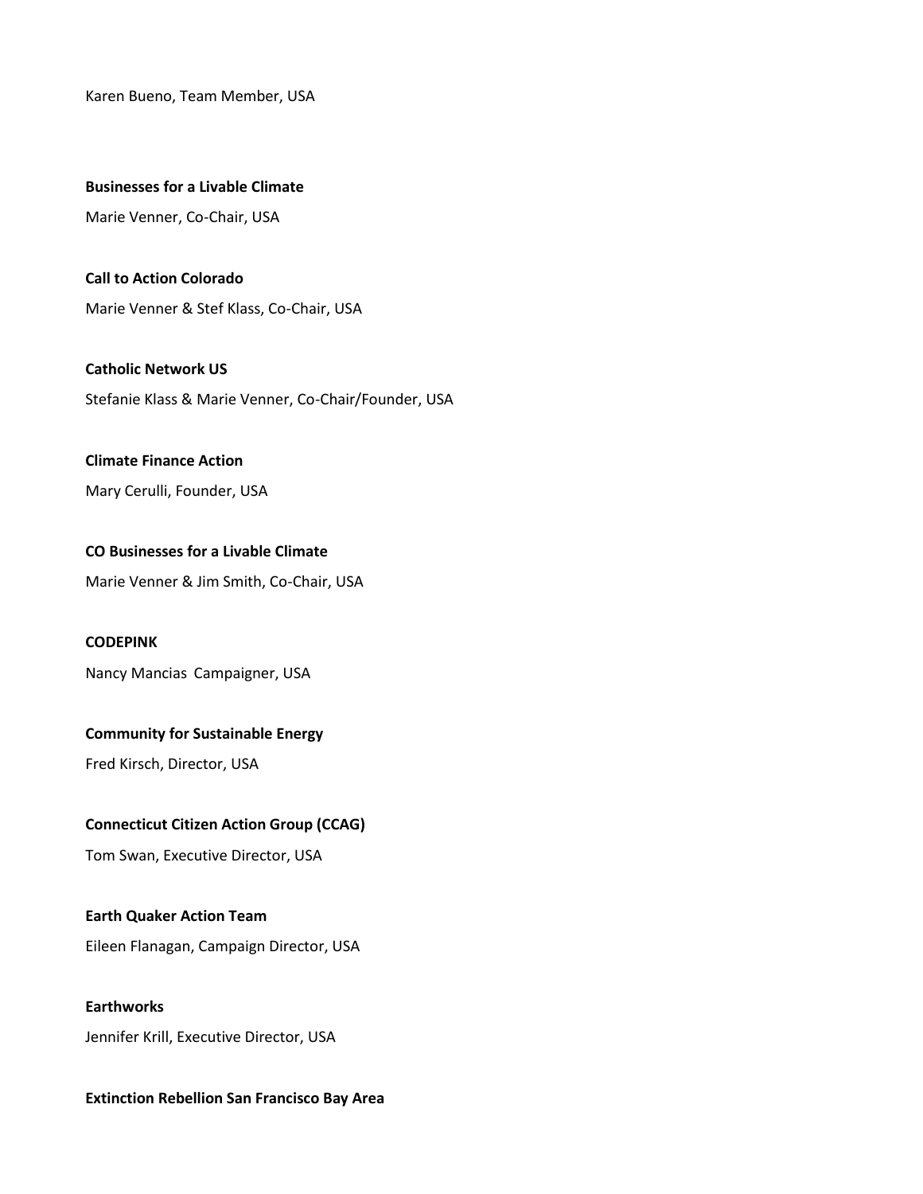Karen Bueno, Team Member, USA

**Businesses for a Livable Climate**

Marie Venner, Co-Chair, USA

**Call to Action Colorado**

Marie Venner & Stef Klass, Co-Chair, USA

**Catholic Network US**

Stefanie Klass & Marie Venner, Co-Chair/Founder, USA

**Climate Finance Action**

Mary Cerulli, Founder, USA

**CO Businesses for a Livable Climate**

Marie Venner & Jim Smith, Co-Chair, USA

**CODEPINK**

Nancy Mancias  Campaigner, USA

**Community for Sustainable Energy**

Fred Kirsch, Director, USA

**Connecticut Citizen Action Group (CCAG)**

Tom Swan, Executive Director, USA

**Earth Quaker Action Team**

Eileen Flanagan, Campaign Director, USA

**Earthworks**

Jennifer Krill, Executive Director, USA

**Extinction Rebellion San Francisco Bay Area**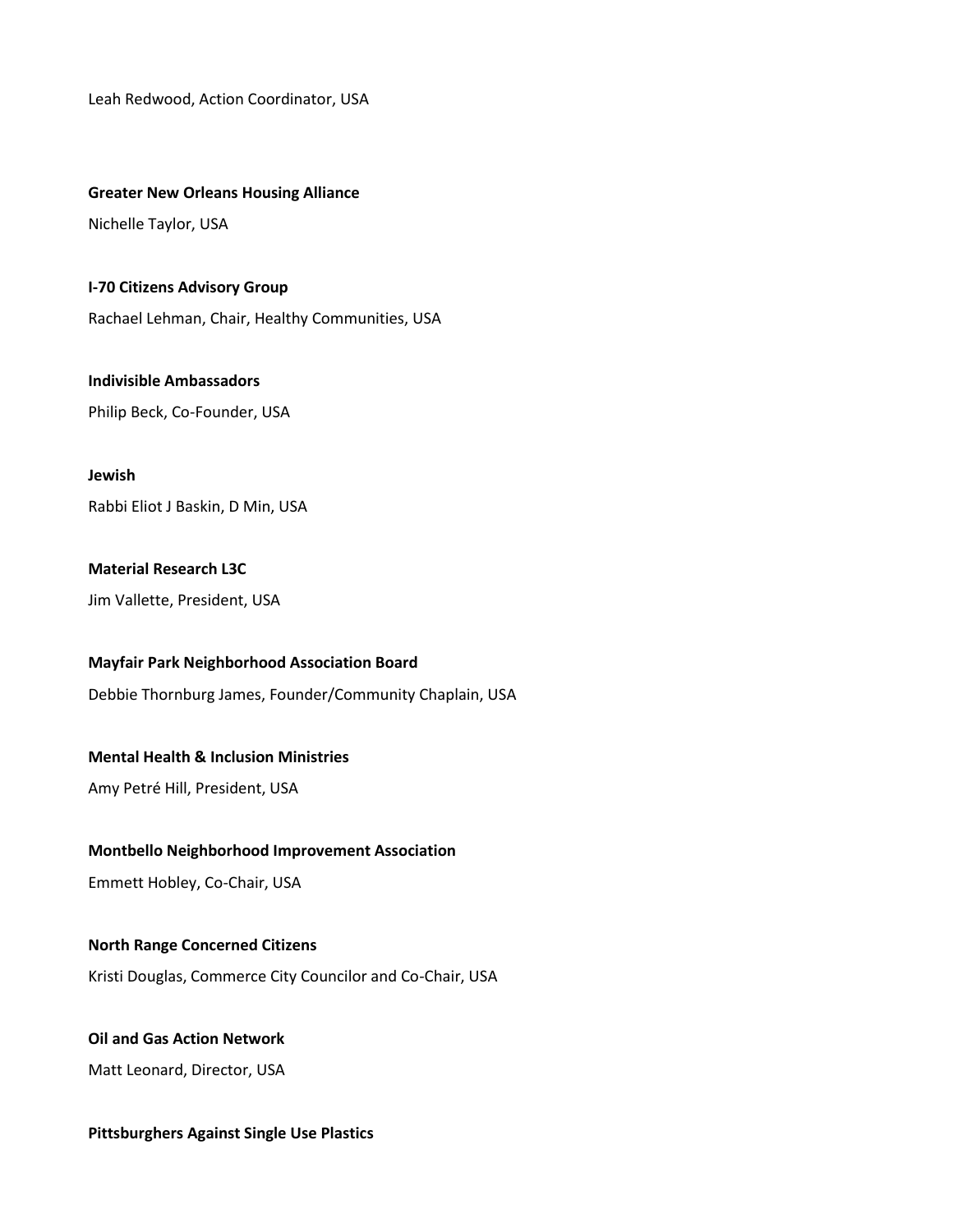Leah Redwood, Action Coordinator, USA

**Greater New Orleans Housing Alliance**

Nichelle Taylor, USA

**I-70 Citizens Advisory Group**

Rachael Lehman, Chair, Healthy Communities, USA

**Indivisible Ambassadors**

Philip Beck, Co-Founder, USA

**Jewish**

Rabbi Eliot J Baskin, D Min, USA

**Material Research L3C**

Jim Vallette, President, USA

**Mayfair Park Neighborhood Association Board**

Debbie Thornburg James, Founder/Community Chaplain, USA

**Mental Health & Inclusion Ministries**

Amy Petré Hill, President, USA

**Montbello Neighborhood Improvement Association**

Emmett Hobley, Co-Chair, USA

**North Range Concerned Citizens**

Kristi Douglas, Commerce City Councilor and Co-Chair, USA

**Oil and Gas Action Network**

Matt Leonard, Director, USA

**Pittsburghers Against Single Use Plastics**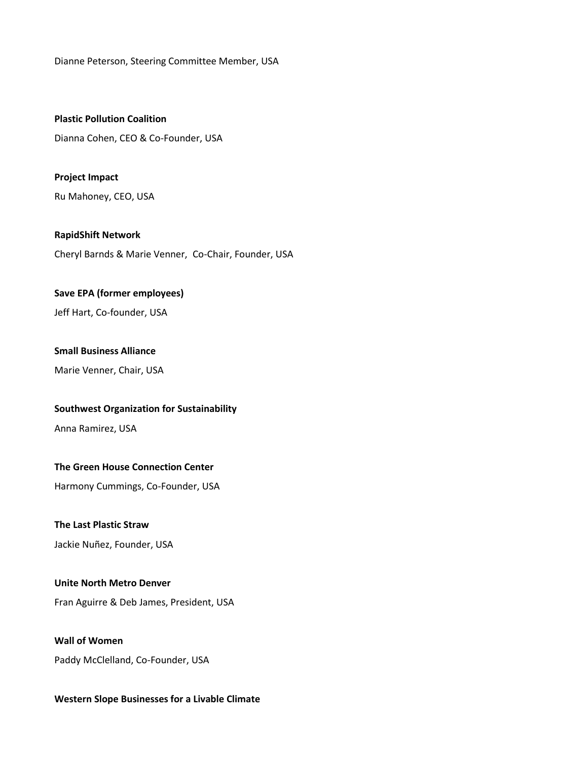Dianne Peterson, Steering Committee Member, USA

**Plastic Pollution Coalition**

Dianna Cohen, CEO & Co-Founder, USA

**Project Impact**

Ru Mahoney, CEO, USA

**RapidShift Network**

Cheryl Barnds & Marie Venner, Co-Chair, Founder, USA

**Save EPA (former employees)**

Jeff Hart, Co-founder, USA

**Small Business Alliance**

Marie Venner, Chair, USA

**Southwest Organization for Sustainability**

Anna Ramirez, USA

**The Green House Connection Center**

Harmony Cummings, Co-Founder, USA

**The Last Plastic Straw**

Jackie Nuñez, Founder, USA

**Unite North Metro Denver**

Fran Aguirre & Deb James, President, USA

**Wall of Women**

Paddy McClelland, Co-Founder, USA

**Western Slope Businesses for a Livable Climate**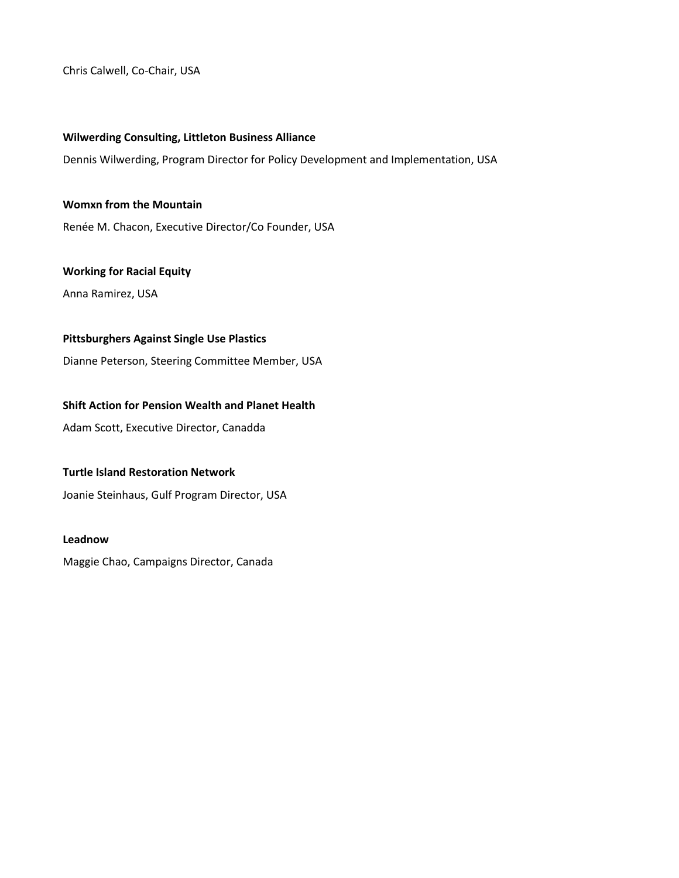Chris Calwell, Co-Chair, USA

**Wilwerding Consulting, Littleton Business Alliance**

Dennis Wilwerding, Program Director for Policy Development and Implementation, USA

**Womxn from the Mountain**

Renée M. Chacon, Executive Director/Co Founder, USA

**Working for Racial Equity**

Anna Ramirez, USA

**Pittsburghers Against Single Use Plastics**

Dianne Peterson, Steering Committee Member, USA

**Shift Action for Pension Wealth and Planet Health**

Adam Scott, Executive Director, Canadda

**Turtle Island Restoration Network**

Joanie Steinhaus, Gulf Program Director, USA

**Leadnow**

Maggie Chao, Campaigns Director, Canada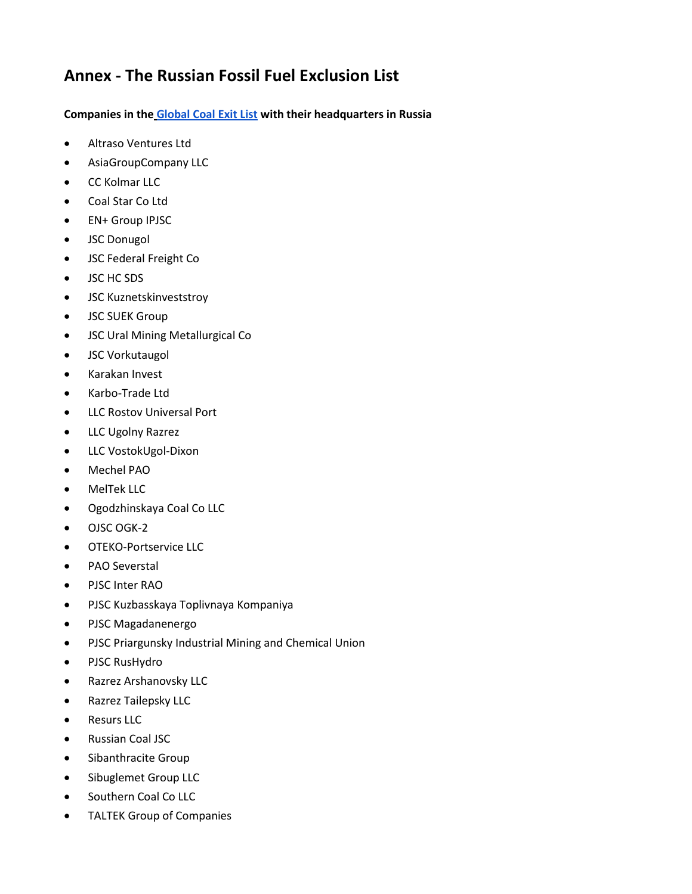# Annex - The Russian Fossil Fuel Exclusion List

**Companies in the [Global Coal Exit List](#) with their headquarters in Russia**

- Altraso Ventures Ltd
- AsiaGroupCompany LLC
- CC Kolmar LLC
- Coal Star Co Ltd
- EN+ Group IPJSC
- JSC Donugol
- JSC Federal Freight Co
- JSC HC SDS
- JSC Kuznetskinveststroy
- JSC SUEK Group
- JSC Ural Mining Metallurgical Co
- JSC Vorkutaugol
- Karakan Invest
- Karbo-Trade Ltd
- LLC Rostov Universal Port
- LLC Ugolny Razrez
- LLC VostokUgol-Dixon
- Mechel PAO
- MelTek LLC
- Ogodzhinskaya Coal Co LLC
- OJSC OGK-2
- OTEKO-Portservice LLC
- PAO Severstal
- PJSC Inter RAO
- PJSC Kuzbasskaya Toplivnaya Kompaniya
- PJSC Magadanenergo
- PJSC Priargunsky Industrial Mining and Chemical Union
- PJSC RusHydro
- Razrez Arshanovsky LLC
- Razrez Tailepsky LLC
- Resurs LLC
- Russian Coal JSC
- Sibanthracite Group
- Sibuglemet Group LLC
- Southern Coal Co LLC
- TALTEK Group of Companies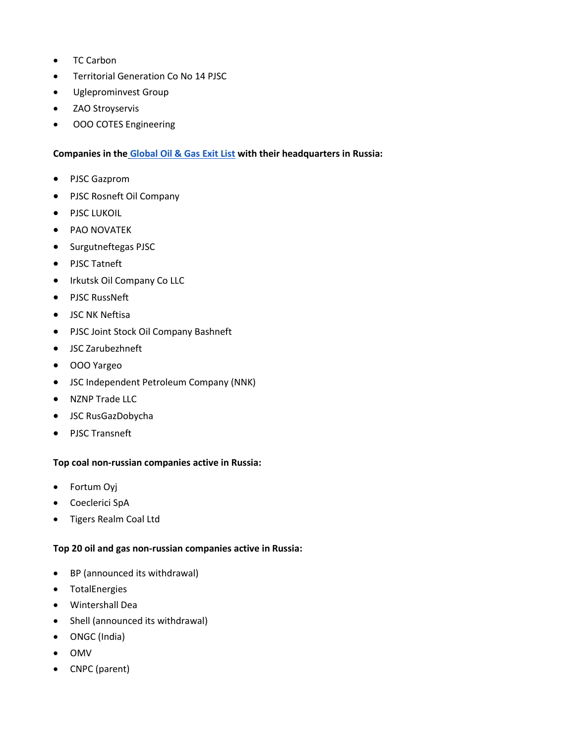- TC Carbon
- Territorial Generation Co No 14 PJSC
- Ugleprominvest Group
- ZAO Stroyservis
- OOO COTES Engineering

**Companies in the Global Oil & Gas Exit List with their headquarters in Russia:**

- PJSC Gazprom
- PJSC Rosneft Oil Company
- PJSC LUKOIL
- PAO NOVATEK
- Surgutneftegas PJSC
- PJSC Tatneft
- Irkutsk Oil Company Co LLC
- PJSC RussNeft
- JSC NK Neftisa
- PJSC Joint Stock Oil Company Bashneft
- JSC Zarubezhneft
- OOO Yargeo
- JSC Independent Petroleum Company (NNK)
- NZNP Trade LLC
- JSC RusGazDobycha
- PJSC Transneft

**Top coal non-russian companies active in Russia:**

- Fortum Oyj
- Coeclerici SpA
- Tigers Realm Coal Ltd

**Top 20 oil and gas non-russian companies active in Russia:**

- BP (announced its withdrawal)
- TotalEnergies
- Wintershall Dea
- Shell (announced its withdrawal)
- ONGC (India)
- OMV
- CNPC (parent)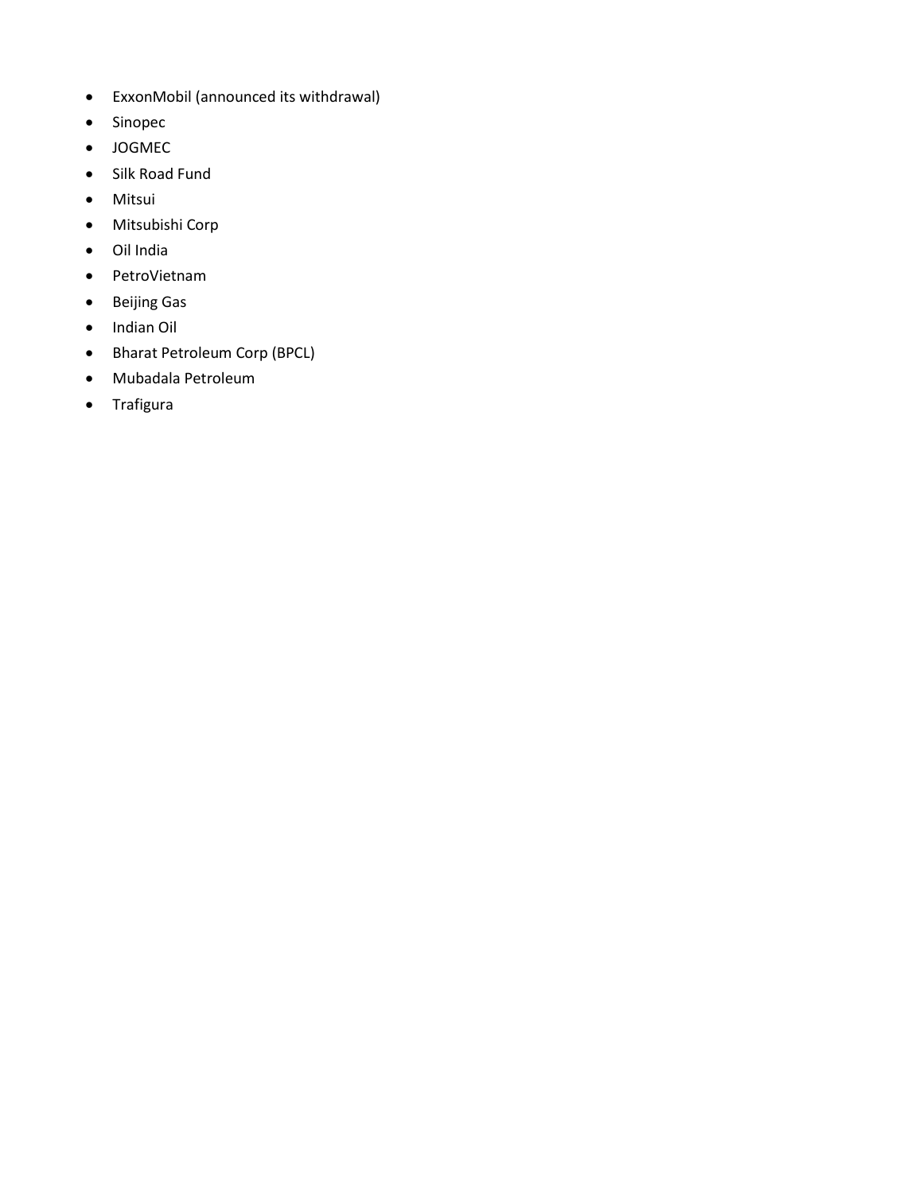- ExxonMobil (announced its withdrawal)
- Sinopec
- JOGMEC
- Silk Road Fund
- Mitsui
- Mitsubishi Corp
- Oil India
- PetroVietnam
- Beijing Gas
- Indian Oil
- Bharat Petroleum Corp (BPCL)
- Mubadala Petroleum
- Trafigura